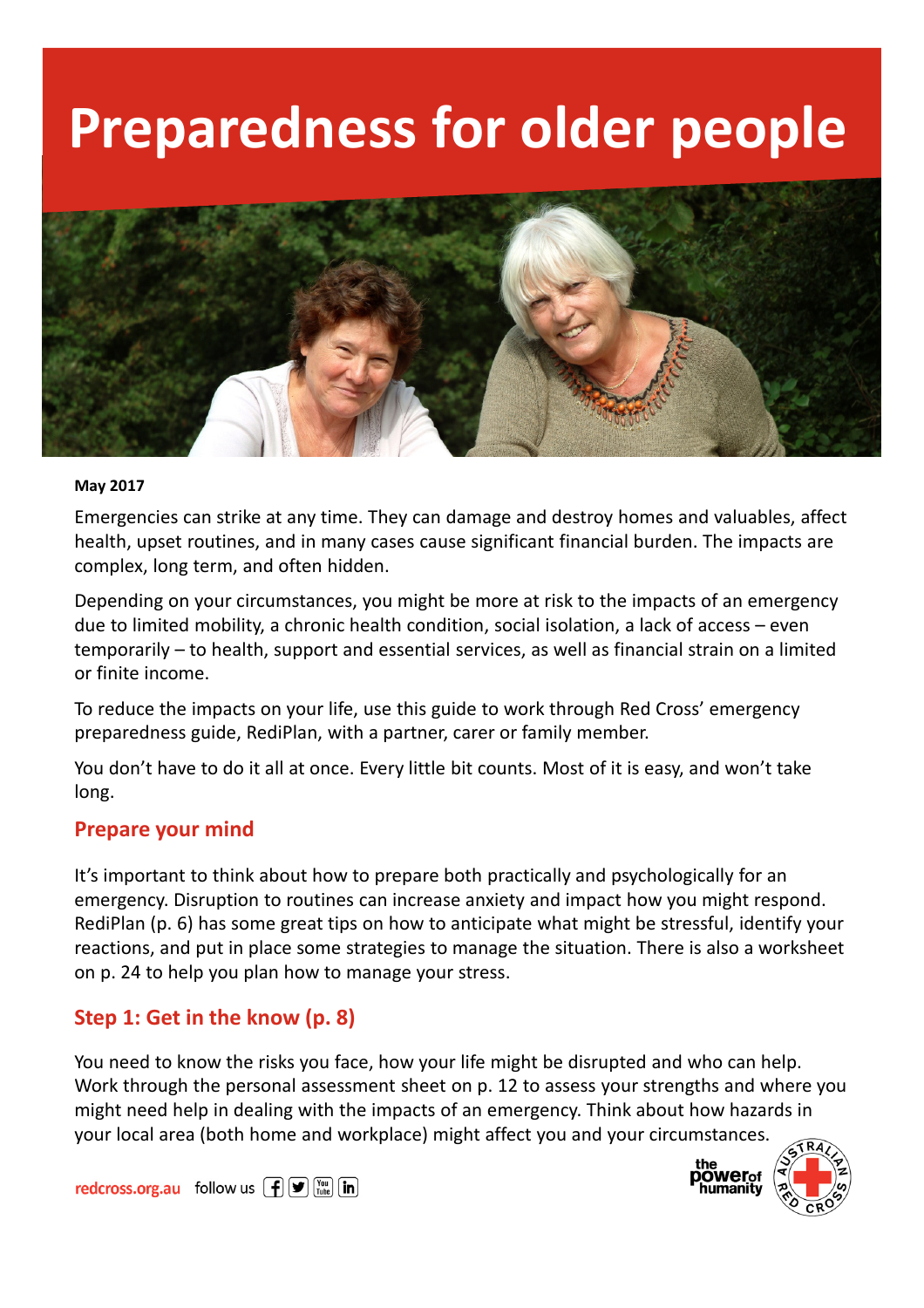# Preparedness for older people

**May 2017**

Emergencies can strike at any time. They can damage and destroy homes and valuables, affect health, upset routines, and in many cases cause significant financial burden. The impacts are complex, long term, and often hidden.

Depending on your circumstances, you might be more at risk to the impacts of an emergency due to limited mobility, a chronic health condition, social isolation, a lack of access – even temporarily – to health, support and essential services, as well as financial strain on a limited or finite income.

To reduce the impacts on your life, use this guide to work through Red Cross' emergency preparedness guide, RediPlan, with a partner, carer or family member.

You don't have to do it all at once. Every little bit counts. Most of it is easy, and won't take long.

## Prepare your mind

It's important to think about how to prepare both practically and psychologically for an emergency. Disruption to routines can increase anxiety and impact how you might respond. RediPlan (p. 6) has some great tips on how to anticipate what might be stressful, identify your reactions, and put in place some strategies to manage the situation. There is also a worksheet on p. 24 to help you plan how to manage your stress.

## Step 1: Get in the know (p. 8)

You need to know the risks you face, how your life might be disrupted and who can help. Work through the personal assessment sheet on p. 12 to assess your strengths and where you might need help in dealing with the impacts of an emergency. Think about how hazards in your local area (both home and workplace) might affect you and your circumstances.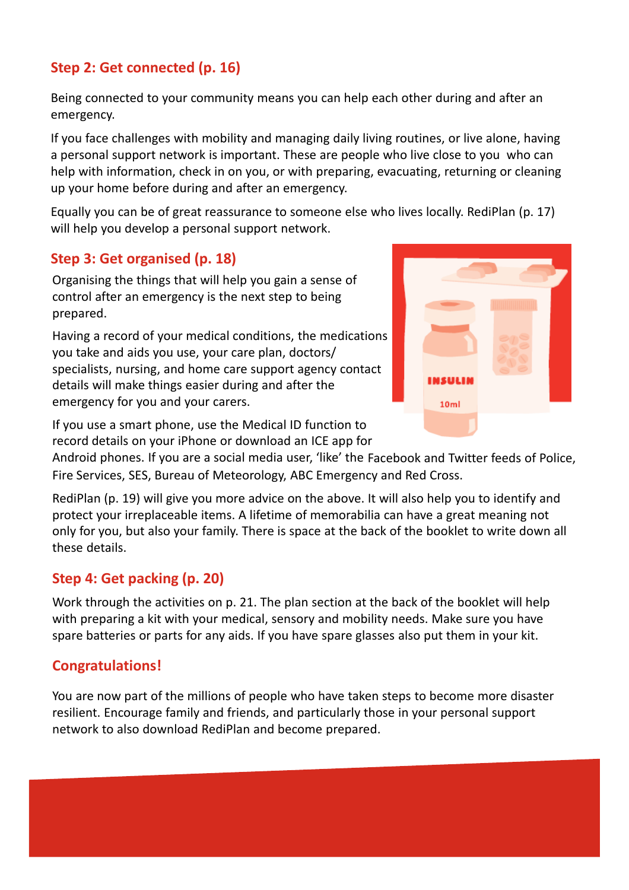## Step 2: Get connected (p. 16)

Being connected to your community means you can help each other during and after an emergency.

If you face challenges with mobility and managing daily living routines, or live alone, having a personal support network is important. These are people who live close to you who can help with information, check in on you, or with preparing, evacuating, returning or cleaning up your home before during and after an emergency.

Equally you can be of great reassurance to someone else who lives locally. RediPlan (p. 17) will help you develop a personal support network.

## Step 3: Get organised (p. 18)

Organising the things that will help you gain a sense of control after an emergency is the next step to being prepared.

Having a record of your medical conditions, the medications you take and aids you use, your care plan, doctors/ specialists, nursing, and home care support agency contact details will make things easier during and after the emergency for you and your carers.

If you use a smart phone, use the Medical ID function to record details on your iPhone or download an ICE app for Android phones. If you are a social media user, 'like' the Facebook and Twitter feeds of Police, Fire Services, SES, Bureau of Meteorology, ABC Emergency and Red Cross.

RediPlan (p. 19) will give you more advice on the above. It will also help you to identify and protect your irreplaceable items. A lifetime of memorabilia can have a great meaning not only for you, but also your family. There is space at the back of the booklet to write down all these details.

## Step 4: Get packing (p. 20)

Work through the activities on p. 21. The plan section at the back of the booklet will help with preparing a kit with your medical, sensory and mobility needs. Make sure you have spare batteries or parts for any aids. If you have spare glasses also put them in your kit.

## Congratulations!

You are now part of the millions of people who have taken steps to become more disaster resilient. Encourage family and friends, and particularly those in your personal support network to also download RediPlan and become prepared.